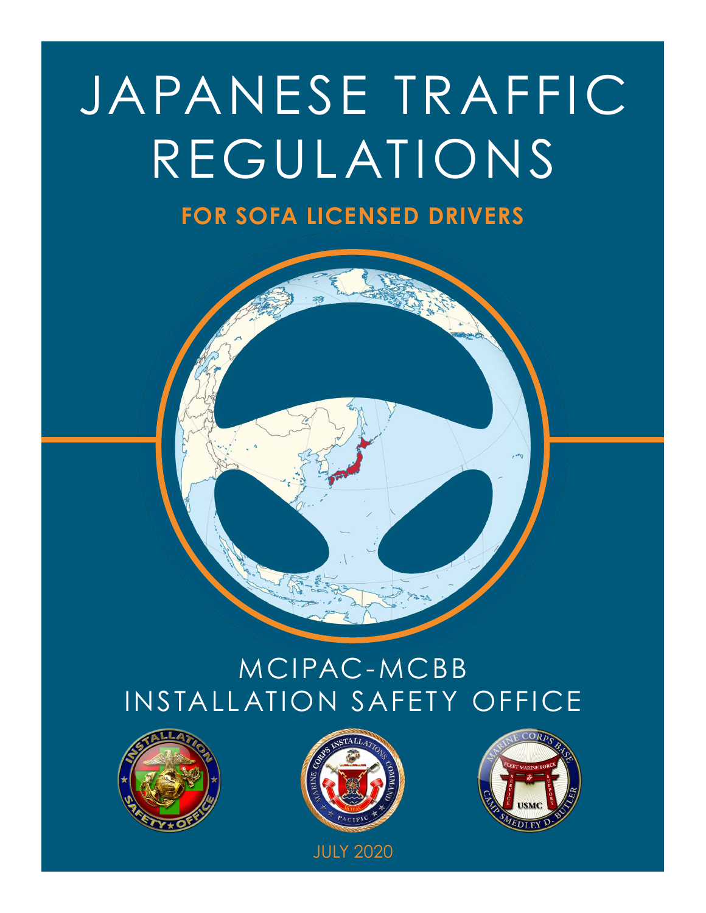# JAPANESE TRAFFIC REGULATIONS

## FOR SOFA LICENSED DRIVERS

MCIPAC-MCBB
INSTALLATION SAFETY OFFICE

JULY 2020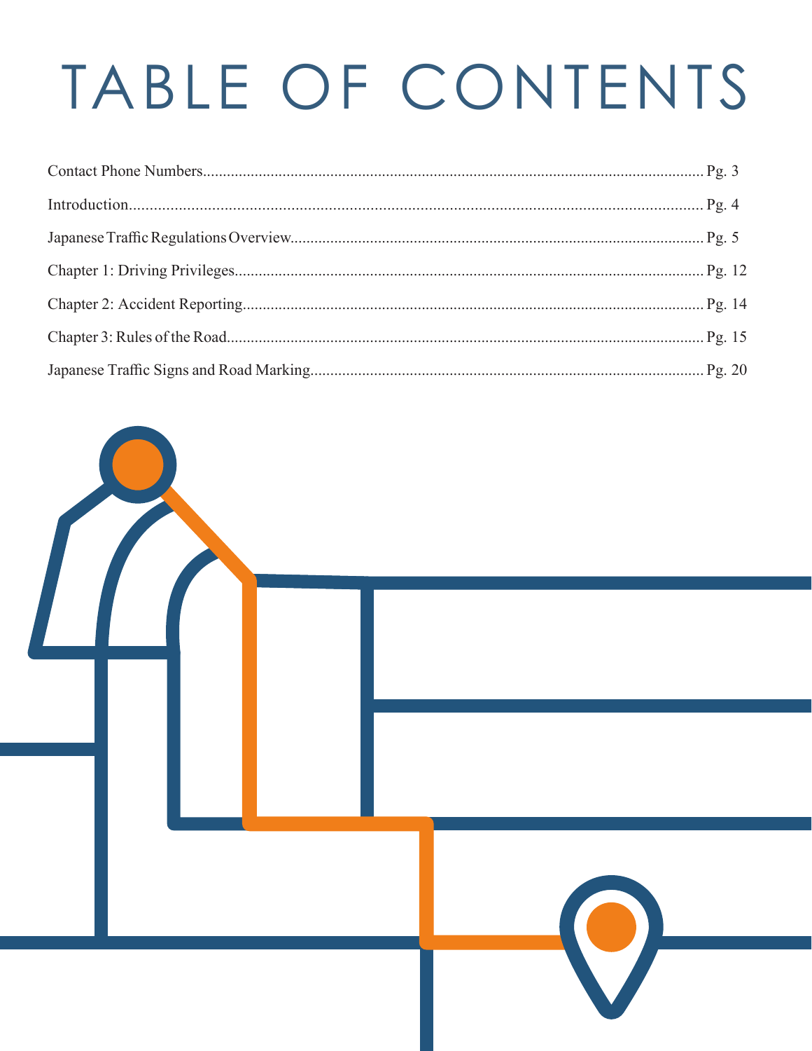# TABLE OF CONTENTS

Contact Phone Numbers........................................................................................................... Pg. 3

Introduction.......................................................................................................................... Pg. 4

Japanese Traffic Regulations Overview..................................................................................... Pg. 5

Chapter 1: Driving Privileges.................................................................................................... Pg. 12

Chapter 2: Accident Reporting................................................................................................. Pg. 14

Chapter 3: Rules of the Road.................................................................................................... Pg. 15

Japanese Traffic Signs and Road Marking.................................................................................. Pg. 20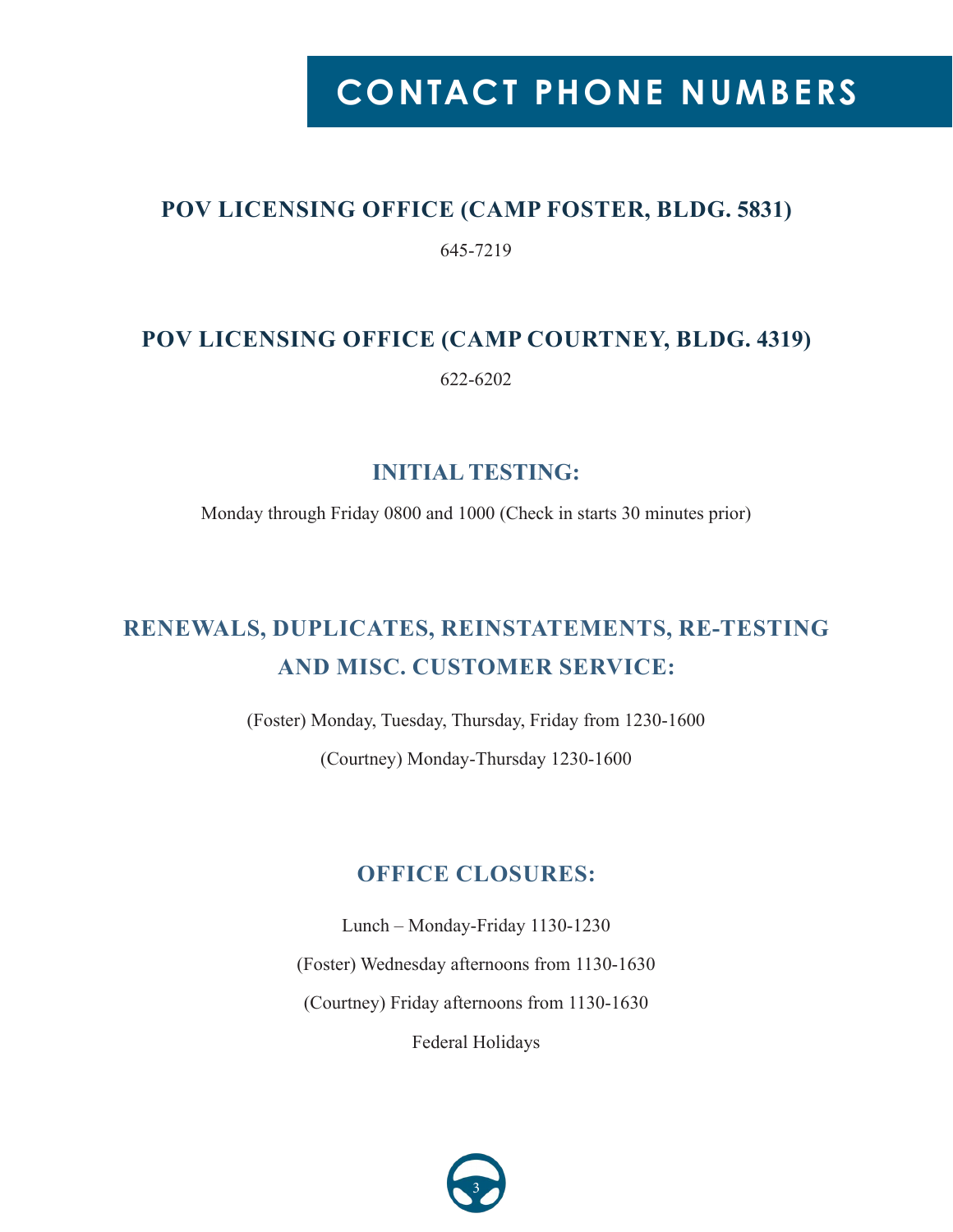# CONTACT PHONE NUMBERS

## POV LICENSING OFFICE (CAMP FOSTER, BLDG. 5831)

645-7219

## POV LICENSING OFFICE (CAMP COURTNEY, BLDG. 4319)

622-6202

## INITIAL TESTING:

Monday through Friday 0800 and 1000 (Check in starts 30 minutes prior)

## RENEWALS, DUPLICATES, REINSTATEMENTS, RE-TESTING AND MISC. CUSTOMER SERVICE:

(Foster) Monday, Tuesday, Thursday, Friday from 1230-1600

(Courtney) Monday-Thursday 1230-1600

## OFFICE CLOSURES:

Lunch – Monday-Friday 1130-1230

(Foster) Wednesday afternoons from 1130-1630

(Courtney) Friday afternoons from 1130-1630

Federal Holidays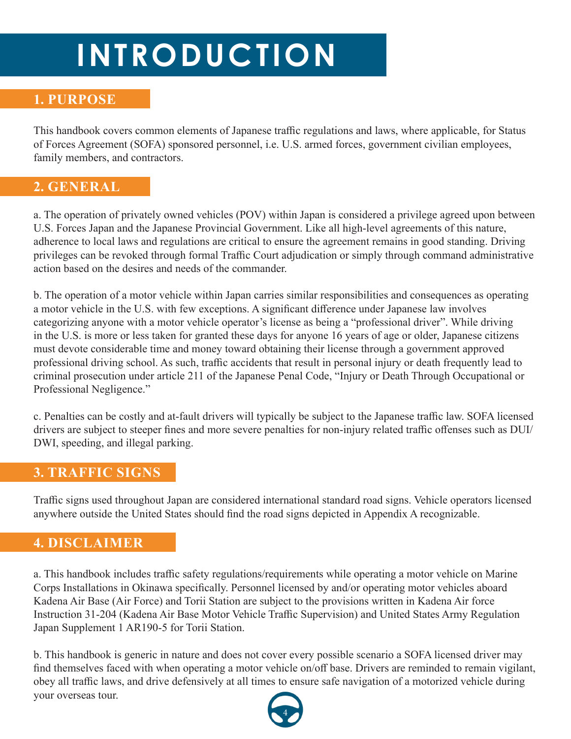# INTRODUCTION

## 1. PURPOSE

This handbook covers common elements of Japanese traffic regulations and laws, where applicable, for Status of Forces Agreement (SOFA) sponsored personnel, i.e. U.S. armed forces, government civilian employees, family members, and contractors.

## 2. GENERAL

a. The operation of privately owned vehicles (POV) within Japan is considered a privilege agreed upon between U.S. Forces Japan and the Japanese Provincial Government. Like all high-level agreements of this nature, adherence to local laws and regulations are critical to ensure the agreement remains in good standing. Driving privileges can be revoked through formal Traffic Court adjudication or simply through command administrative action based on the desires and needs of the commander.

b. The operation of a motor vehicle within Japan carries similar responsibilities and consequences as operating a motor vehicle in the U.S. with few exceptions. A significant difference under Japanese law involves categorizing anyone with a motor vehicle operator's license as being a "professional driver". While driving in the U.S. is more or less taken for granted these days for anyone 16 years of age or older, Japanese citizens must devote considerable time and money toward obtaining their license through a government approved professional driving school. As such, traffic accidents that result in personal injury or death frequently lead to criminal prosecution under article 211 of the Japanese Penal Code, "Injury or Death Through Occupational or Professional Negligence."

c. Penalties can be costly and at-fault drivers will typically be subject to the Japanese traffic law. SOFA licensed drivers are subject to steeper fines and more severe penalties for non-injury related traffic offenses such as DUI/DWI, speeding, and illegal parking.

## 3. TRAFFIC SIGNS

Traffic signs used throughout Japan are considered international standard road signs. Vehicle operators licensed anywhere outside the United States should find the road signs depicted in Appendix A recognizable.

## 4. DISCLAIMER

a. This handbook includes traffic safety regulations/requirements while operating a motor vehicle on Marine Corps Installations in Okinawa specifically. Personnel licensed by and/or operating motor vehicles aboard Kadena Air Base (Air Force) and Torii Station are subject to the provisions written in Kadena Air force Instruction 31-204 (Kadena Air Base Motor Vehicle Traffic Supervision) and United States Army Regulation Japan Supplement 1 AR190-5 for Torii Station.

b. This handbook is generic in nature and does not cover every possible scenario a SOFA licensed driver may find themselves faced with when operating a motor vehicle on/off base. Drivers are reminded to remain vigilant, obey all traffic laws, and drive defensively at all times to ensure safe navigation of a motorized vehicle during your overseas tour.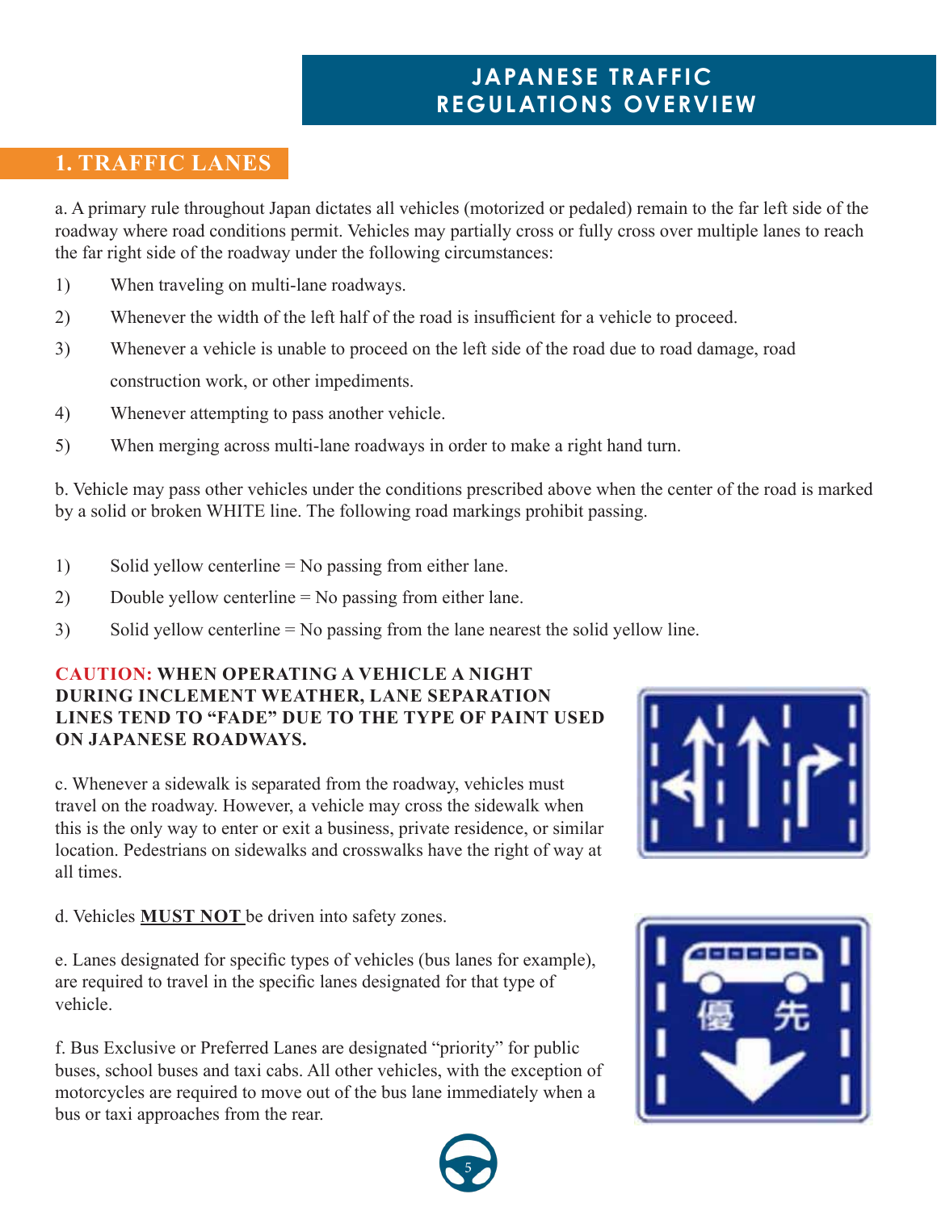# JAPANESE TRAFFIC REGULATIONS OVERVIEW

## 1. TRAFFIC LANES

a. A primary rule throughout Japan dictates all vehicles (motorized or pedaled) remain to the far left side of the roadway where road conditions permit. Vehicles may partially cross or fully cross over multiple lanes to reach the far right side of the roadway under the following circumstances:

1) When traveling on multi-lane roadways.
2) Whenever the width of the left half of the road is insufficient for a vehicle to proceed.
3) Whenever a vehicle is unable to proceed on the left side of the road due to road damage, road construction work, or other impediments.
4) Whenever attempting to pass another vehicle.
5) When merging across multi-lane roadways in order to make a right hand turn.

b. Vehicle may pass other vehicles under the conditions prescribed above when the center of the road is marked by a solid or broken WHITE line. The following road markings prohibit passing.

1) Solid yellow centerline = No passing from either lane.
2) Double yellow centerline = No passing from either lane.
3) Solid yellow centerline = No passing from the lane nearest the solid yellow line.

**CAUTION: WHEN OPERATING A VEHICLE A NIGHT DURING INCLEMENT WEATHER, LANE SEPARATION LINES TEND TO "FADE" DUE TO THE TYPE OF PAINT USED ON JAPANESE ROADWAYS.**

c. Whenever a sidewalk is separated from the roadway, vehicles must travel on the roadway. However, a vehicle may cross the sidewalk when this is the only way to enter or exit a business, private residence, or similar location. Pedestrians on sidewalks and crosswalks have the right of way at all times.

d. Vehicles **MUST NOT** be driven into safety zones.

e. Lanes designated for specific types of vehicles (bus lanes for example), are required to travel in the specific lanes designated for that type of vehicle.

f. Bus Exclusive or Preferred Lanes are designated "priority" for public buses, school buses and taxi cabs. All other vehicles, with the exception of motorcycles are required to move out of the bus lane immediately when a bus or taxi approaches from the rear.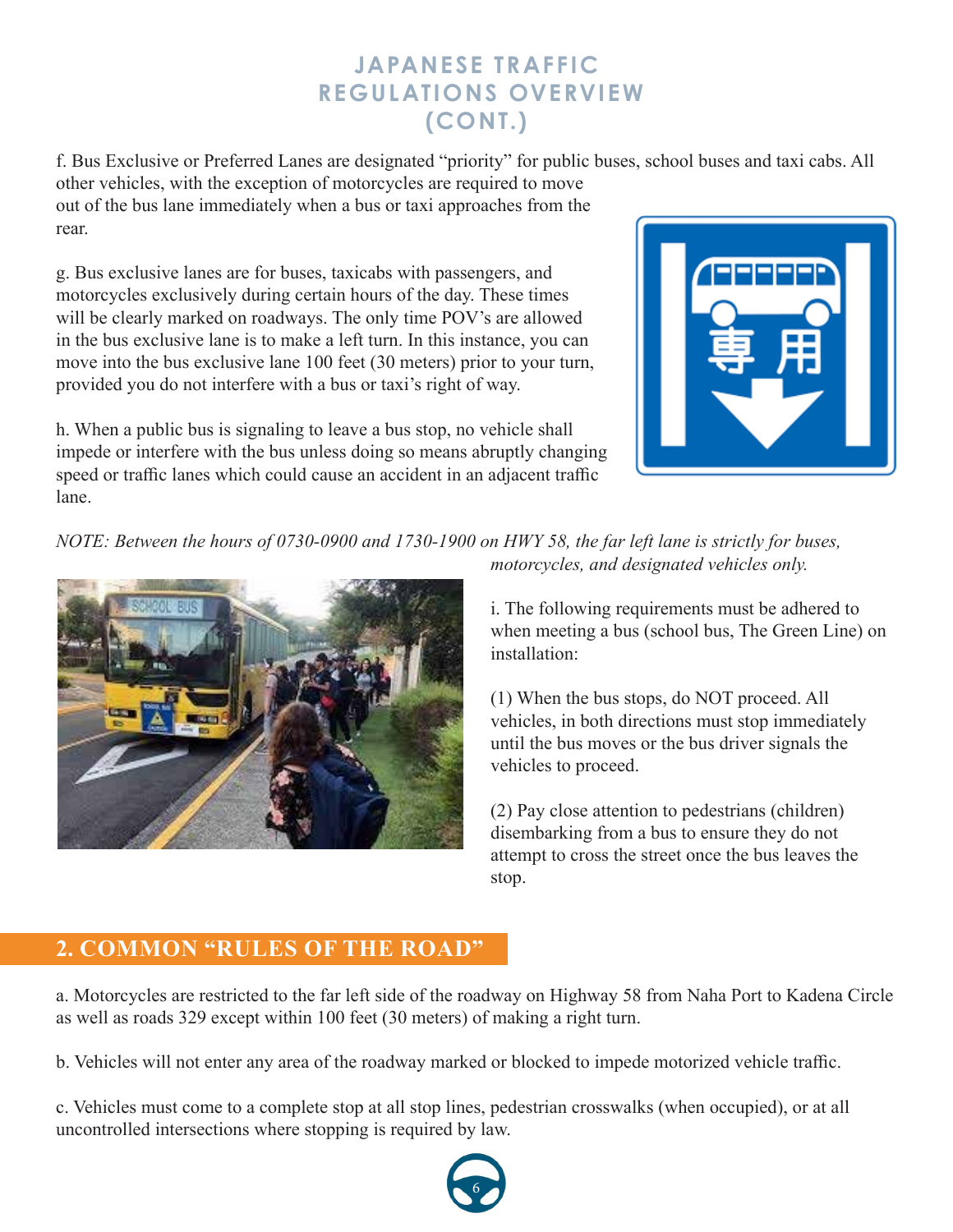# JAPANESE TRAFFIC REGULATIONS OVERVIEW (CONT.)

f. Bus Exclusive or Preferred Lanes are designated "priority" for public buses, school buses and taxi cabs. All other vehicles, with the exception of motorcycles are required to move out of the bus lane immediately when a bus or taxi approaches from the rear.

g. Bus exclusive lanes are for buses, taxicabs with passengers, and motorcycles exclusively during certain hours of the day. These times will be clearly marked on roadways. The only time POV's are allowed in the bus exclusive lane is to make a left turn. In this instance, you can move into the bus exclusive lane 100 feet (30 meters) prior to your turn, provided you do not interfere with a bus or taxi's right of way.

h. When a public bus is signaling to leave a bus stop, no vehicle shall impede or interfere with the bus unless doing so means abruptly changing speed or traffic lanes which could cause an accident in an adjacent traffic lane.

*NOTE: Between the hours of 0730-0900 and 1730-1900 on HWY 58, the far left lane is strictly for buses, motorcycles, and designated vehicles only.*

i. The following requirements must be adhered to when meeting a bus (school bus, The Green Line) on installation:

(1) When the bus stops, do NOT proceed. All vehicles, in both directions must stop immediately until the bus moves or the bus driver signals the vehicles to proceed.

(2) Pay close attention to pedestrians (children) disembarking from a bus to ensure they do not attempt to cross the street once the bus leaves the stop.

## 2. COMMON "RULES OF THE ROAD"

a. Motorcycles are restricted to the far left side of the roadway on Highway 58 from Naha Port to Kadena Circle as well as roads 329 except within 100 feet (30 meters) of making a right turn.

b. Vehicles will not enter any area of the roadway marked or blocked to impede motorized vehicle traffic.

c. Vehicles must come to a complete stop at all stop lines, pedestrian crosswalks (when occupied), or at all uncontrolled intersections where stopping is required by law.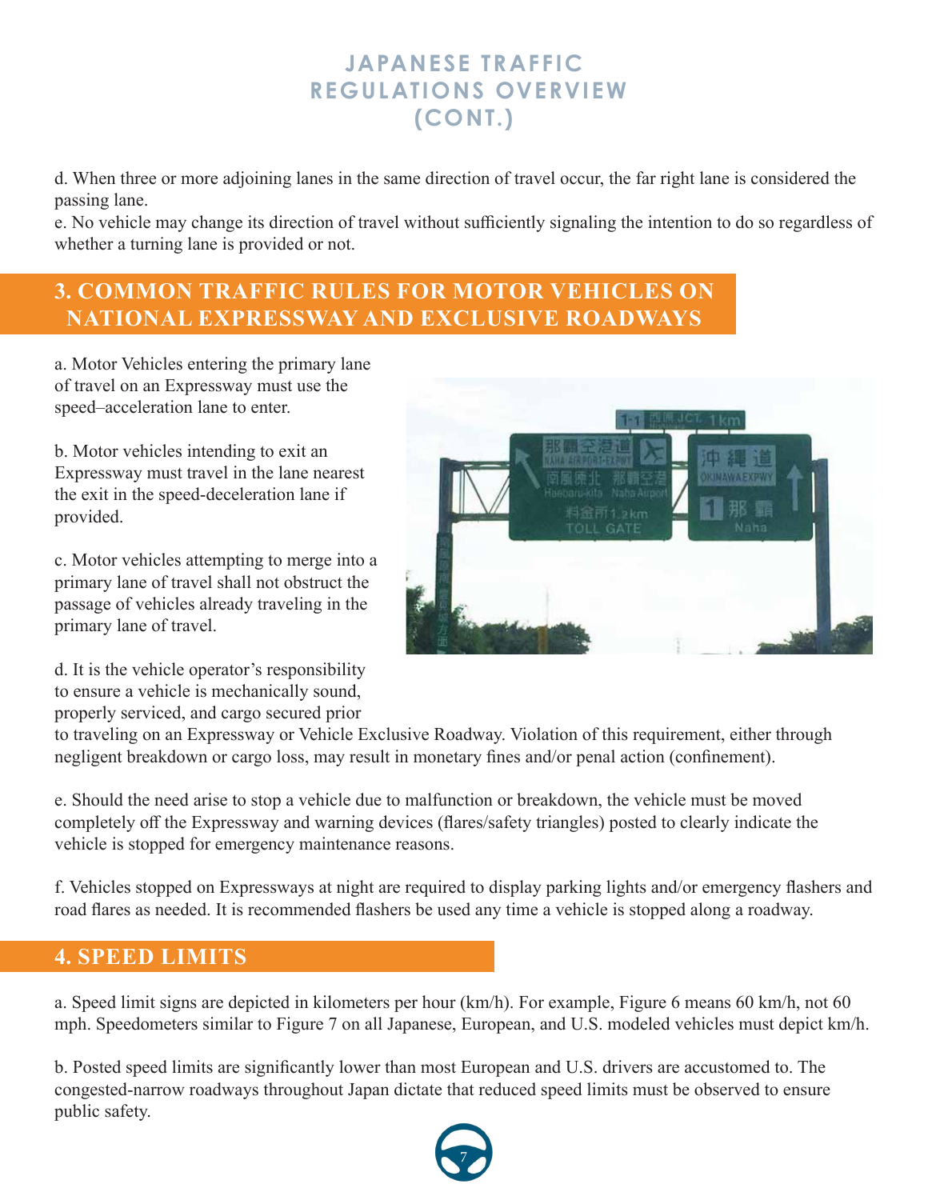# JAPANESE TRAFFIC REGULATIONS OVERVIEW (CONT.)

d. When three or more adjoining lanes in the same direction of travel occur, the far right lane is considered the passing lane.

e. No vehicle may change its direction of travel without sufficiently signaling the intention to do so regardless of whether a turning lane is provided or not.

## 3. COMMON TRAFFIC RULES FOR MOTOR VEHICLES ON NATIONAL EXPRESSWAY AND EXCLUSIVE ROADWAYS

a. Motor Vehicles entering the primary lane of travel on an Expressway must use the speed–acceleration lane to enter.

b. Motor vehicles intending to exit an Expressway must travel in the lane nearest the exit in the speed-deceleration lane if provided.

c. Motor vehicles attempting to merge into a primary lane of travel shall not obstruct the passage of vehicles already traveling in the primary lane of travel.

d. It is the vehicle operator's responsibility to ensure a vehicle is mechanically sound, properly serviced, and cargo secured prior to traveling on an Expressway or Vehicle Exclusive Roadway. Violation of this requirement, either through negligent breakdown or cargo loss, may result in monetary fines and/or penal action (confinement).

e. Should the need arise to stop a vehicle due to malfunction or breakdown, the vehicle must be moved completely off the Expressway and warning devices (flares/safety triangles) posted to clearly indicate the vehicle is stopped for emergency maintenance reasons.

f. Vehicles stopped on Expressways at night are required to display parking lights and/or emergency flashers and road flares as needed. It is recommended flashers be used any time a vehicle is stopped along a roadway.

## 4. SPEED LIMITS

a. Speed limit signs are depicted in kilometers per hour (km/h). For example, Figure 6 means 60 km/h, not 60 mph. Speedometers similar to Figure 7 on all Japanese, European, and U.S. modeled vehicles must depict km/h.

b. Posted speed limits are significantly lower than most European and U.S. drivers are accustomed to. The congested-narrow roadways throughout Japan dictate that reduced speed limits must be observed to ensure public safety.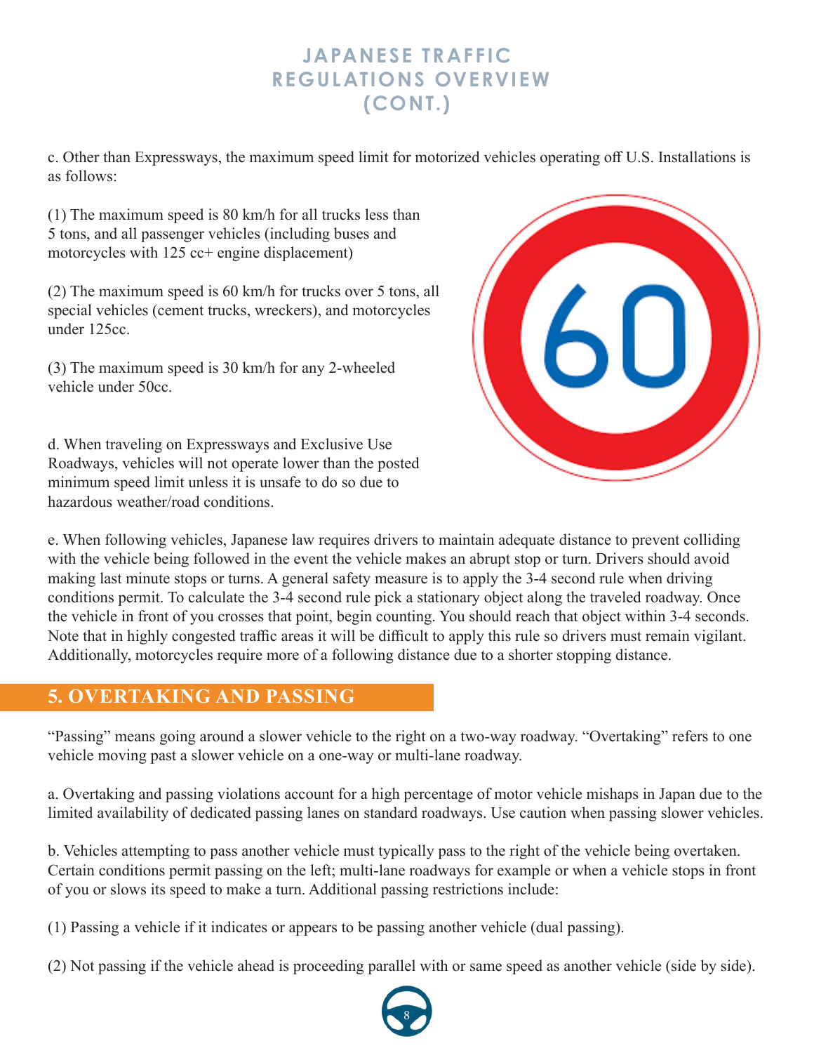# JAPANESE TRAFFIC REGULATIONS OVERVIEW (CONT.)

c. Other than Expressways, the maximum speed limit for motorized vehicles operating off U.S. Installations is as follows:

(1) The maximum speed is 80 km/h for all trucks less than 5 tons, and all passenger vehicles (including buses and motorcycles with 125 cc+ engine displacement)

(2) The maximum speed is 60 km/h for trucks over 5 tons, all special vehicles (cement trucks, wreckers), and motorcycles under 125cc.

(3) The maximum speed is 30 km/h for any 2-wheeled vehicle under 50cc.

d. When traveling on Expressways and Exclusive Use Roadways, vehicles will not operate lower than the posted minimum speed limit unless it is unsafe to do so due to hazardous weather/road conditions.

e. When following vehicles, Japanese law requires drivers to maintain adequate distance to prevent colliding with the vehicle being followed in the event the vehicle makes an abrupt stop or turn. Drivers should avoid making last minute stops or turns. A general safety measure is to apply the 3-4 second rule when driving conditions permit. To calculate the 3-4 second rule pick a stationary object along the traveled roadway. Once the vehicle in front of you crosses that point, begin counting. You should reach that object within 3-4 seconds. Note that in highly congested traffic areas it will be difficult to apply this rule so drivers must remain vigilant. Additionally, motorcycles require more of a following distance due to a shorter stopping distance.

## 5. OVERTAKING AND PASSING

"Passing" means going around a slower vehicle to the right on a two-way roadway. "Overtaking" refers to one vehicle moving past a slower vehicle on a one-way or multi-lane roadway.

a. Overtaking and passing violations account for a high percentage of motor vehicle mishaps in Japan due to the limited availability of dedicated passing lanes on standard roadways. Use caution when passing slower vehicles.

b. Vehicles attempting to pass another vehicle must typically pass to the right of the vehicle being overtaken. Certain conditions permit passing on the left; multi-lane roadways for example or when a vehicle stops in front of you or slows its speed to make a turn. Additional passing restrictions include:

(1) Passing a vehicle if it indicates or appears to be passing another vehicle (dual passing).

(2) Not passing if the vehicle ahead is proceeding parallel with or same speed as another vehicle (side by side).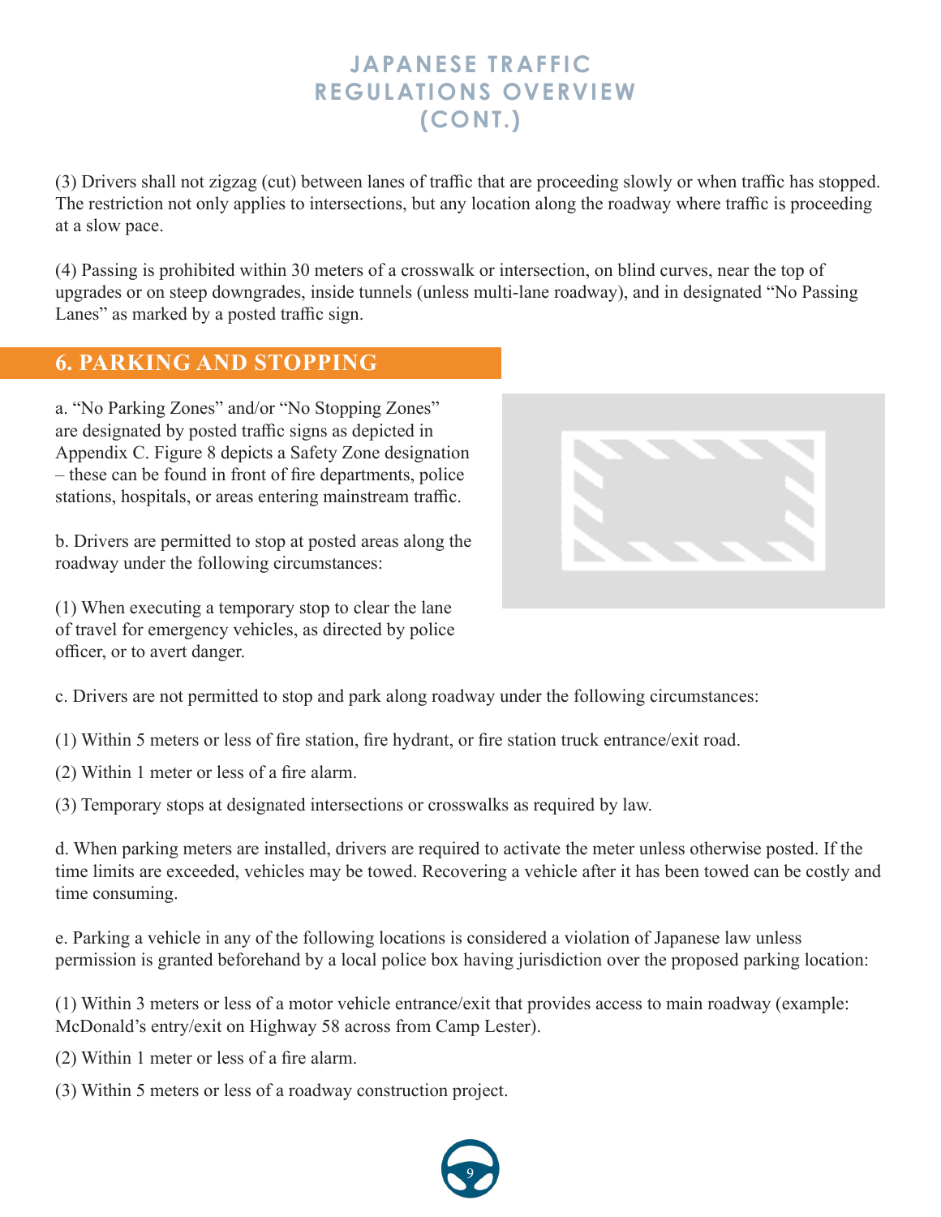# JAPANESE TRAFFIC REGULATIONS OVERVIEW (CONT.)

(3) Drivers shall not zigzag (cut) between lanes of traffic that are proceeding slowly or when traffic has stopped. The restriction not only applies to intersections, but any location along the roadway where traffic is proceeding at a slow pace.

(4) Passing is prohibited within 30 meters of a crosswalk or intersection, on blind curves, near the top of upgrades or on steep downgrades, inside tunnels (unless multi-lane roadway), and in designated "No Passing Lanes" as marked by a posted traffic sign.

## 6. PARKING AND STOPPING

a. "No Parking Zones" and/or "No Stopping Zones" are designated by posted traffic signs as depicted in Appendix C. Figure 8 depicts a Safety Zone designation – these can be found in front of fire departments, police stations, hospitals, or areas entering mainstream traffic.

b. Drivers are permitted to stop at posted areas along the roadway under the following circumstances:

(1) When executing a temporary stop to clear the lane of travel for emergency vehicles, as directed by police officer, or to avert danger.

c. Drivers are not permitted to stop and park along roadway under the following circumstances:

(1) Within 5 meters or less of fire station, fire hydrant, or fire station truck entrance/exit road.

(2) Within 1 meter or less of a fire alarm.

(3) Temporary stops at designated intersections or crosswalks as required by law.

d. When parking meters are installed, drivers are required to activate the meter unless otherwise posted. If the time limits are exceeded, vehicles may be towed. Recovering a vehicle after it has been towed can be costly and time consuming.

e. Parking a vehicle in any of the following locations is considered a violation of Japanese law unless permission is granted beforehand by a local police box having jurisdiction over the proposed parking location:

(1) Within 3 meters or less of a motor vehicle entrance/exit that provides access to main roadway (example: McDonald's entry/exit on Highway 58 across from Camp Lester).

(2) Within 1 meter or less of a fire alarm.

(3) Within 5 meters or less of a roadway construction project.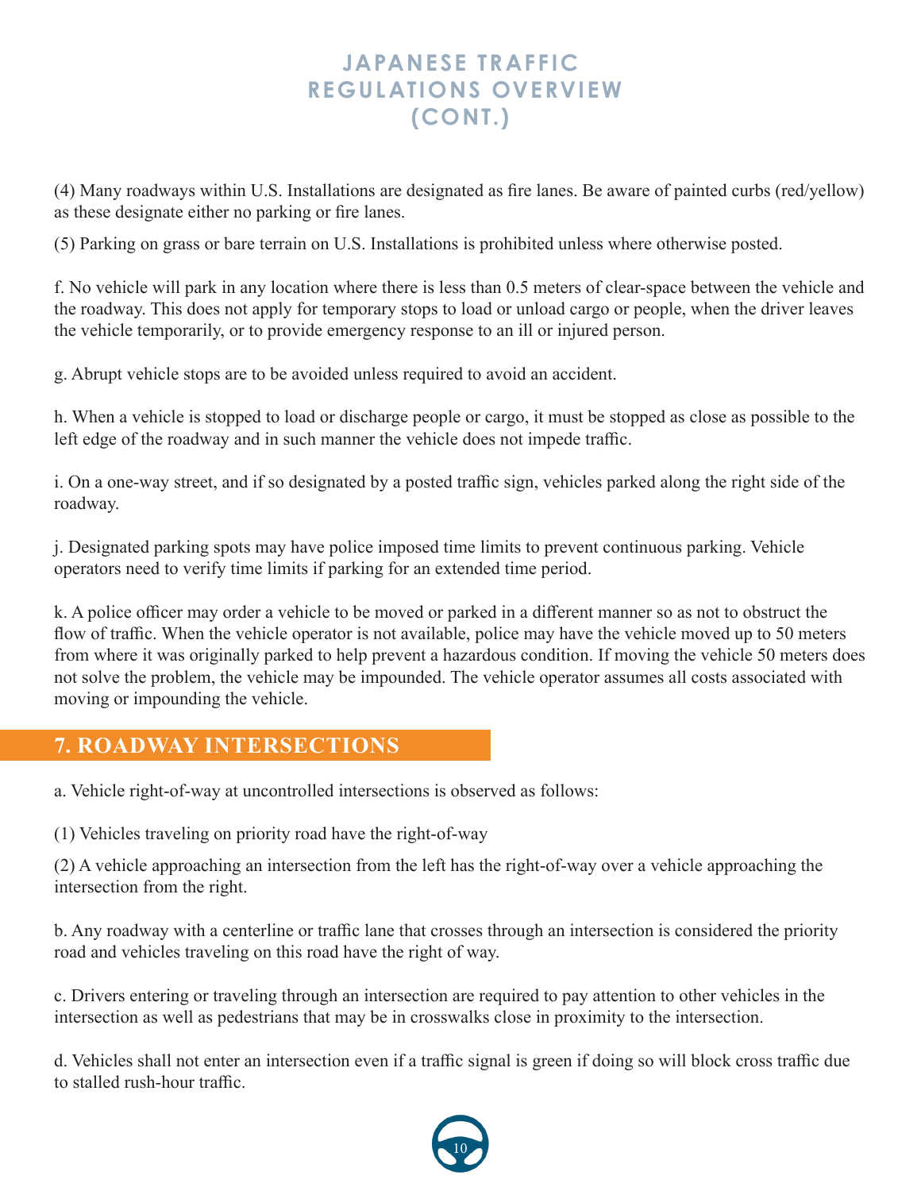# JAPANESE TRAFFIC REGULATIONS OVERVIEW (CONT.)

(4) Many roadways within U.S. Installations are designated as fire lanes. Be aware of painted curbs (red/yellow) as these designate either no parking or fire lanes.

(5) Parking on grass or bare terrain on U.S. Installations is prohibited unless where otherwise posted.

f. No vehicle will park in any location where there is less than 0.5 meters of clear-space between the vehicle and the roadway. This does not apply for temporary stops to load or unload cargo or people, when the driver leaves the vehicle temporarily, or to provide emergency response to an ill or injured person.

g. Abrupt vehicle stops are to be avoided unless required to avoid an accident.

h. When a vehicle is stopped to load or discharge people or cargo, it must be stopped as close as possible to the left edge of the roadway and in such manner the vehicle does not impede traffic.

i. On a one-way street, and if so designated by a posted traffic sign, vehicles parked along the right side of the roadway.

j. Designated parking spots may have police imposed time limits to prevent continuous parking. Vehicle operators need to verify time limits if parking for an extended time period.

k. A police officer may order a vehicle to be moved or parked in a different manner so as not to obstruct the flow of traffic. When the vehicle operator is not available, police may have the vehicle moved up to 50 meters from where it was originally parked to help prevent a hazardous condition. If moving the vehicle 50 meters does not solve the problem, the vehicle may be impounded. The vehicle operator assumes all costs associated with moving or impounding the vehicle.

## 7. ROADWAY INTERSECTIONS

a. Vehicle right-of-way at uncontrolled intersections is observed as follows:

(1) Vehicles traveling on priority road have the right-of-way

(2) A vehicle approaching an intersection from the left has the right-of-way over a vehicle approaching the intersection from the right.

b. Any roadway with a centerline or traffic lane that crosses through an intersection is considered the priority road and vehicles traveling on this road have the right of way.

c. Drivers entering or traveling through an intersection are required to pay attention to other vehicles in the intersection as well as pedestrians that may be in crosswalks close in proximity to the intersection.

d. Vehicles shall not enter an intersection even if a traffic signal is green if doing so will block cross traffic due to stalled rush-hour traffic.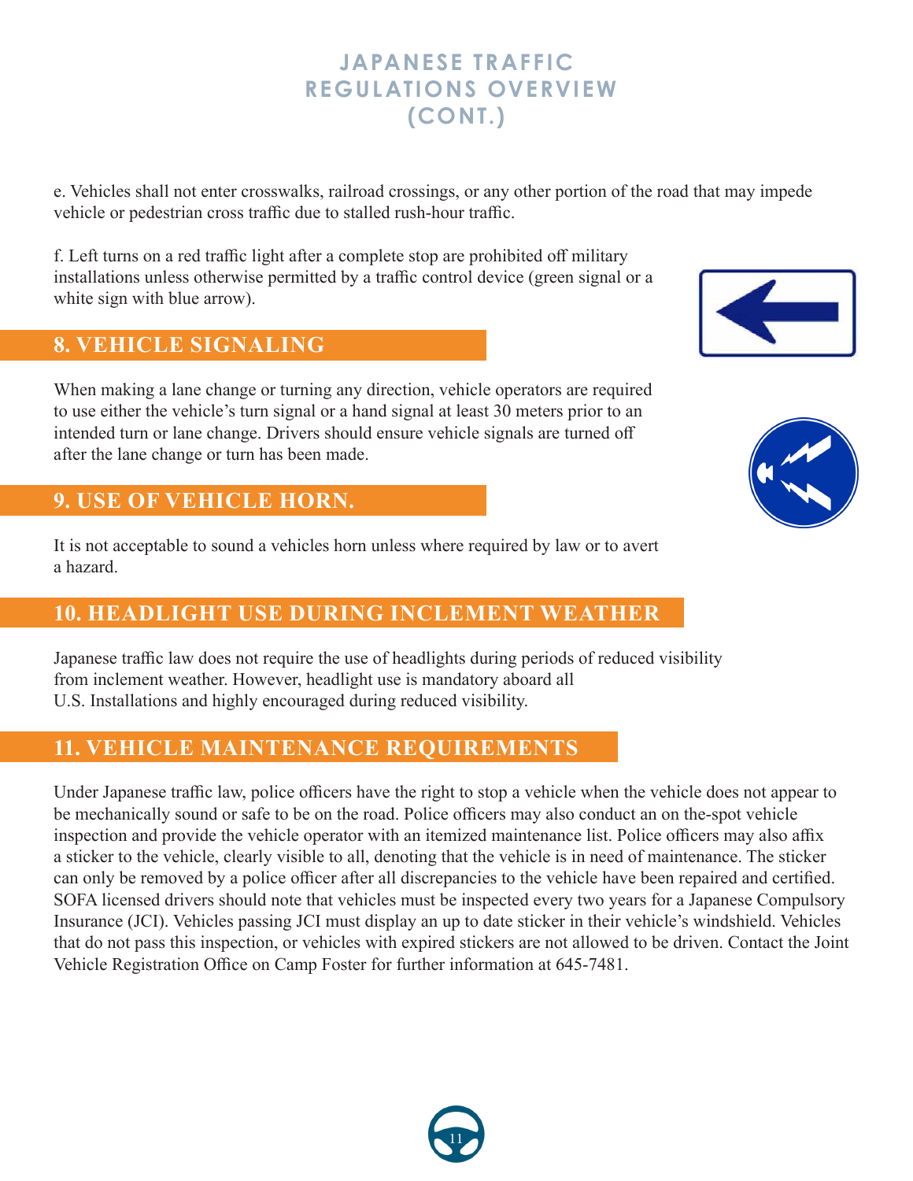# JAPANESE TRAFFIC REGULATIONS OVERVIEW (CONT.)

e. Vehicles shall not enter crosswalks, railroad crossings, or any other portion of the road that may impede vehicle or pedestrian cross traffic due to stalled rush-hour traffic.

f. Left turns on a red traffic light after a complete stop are prohibited off military installations unless otherwise permitted by a traffic control device (green signal or a white sign with blue arrow).

## 8. VEHICLE SIGNALING

When making a lane change or turning any direction, vehicle operators are required to use either the vehicle's turn signal or a hand signal at least 30 meters prior to an intended turn or lane change. Drivers should ensure vehicle signals are turned off after the lane change or turn has been made.

## 9. USE OF VEHICLE HORN.

It is not acceptable to sound a vehicles horn unless where required by law or to avert a hazard.

## 10. HEADLIGHT USE DURING INCLEMENT WEATHER

Japanese traffic law does not require the use of headlights during periods of reduced visibility from inclement weather. However, headlight use is mandatory aboard all U.S. Installations and highly encouraged during reduced visibility.

## 11. VEHICLE MAINTENANCE REQUIREMENTS

Under Japanese traffic law, police officers have the right to stop a vehicle when the vehicle does not appear to be mechanically sound or safe to be on the road. Police officers may also conduct an on the-spot vehicle inspection and provide the vehicle operator with an itemized maintenance list. Police officers may also affix a sticker to the vehicle, clearly visible to all, denoting that the vehicle is in need of maintenance. The sticker can only be removed by a police officer after all discrepancies to the vehicle have been repaired and certified. SOFA licensed drivers should note that vehicles must be inspected every two years for a Japanese Compulsory Insurance (JCI). Vehicles passing JCI must display an up to date sticker in their vehicle's windshield. Vehicles that do not pass this inspection, or vehicles with expired stickers are not allowed to be driven. Contact the Joint Vehicle Registration Office on Camp Foster for further information at 645-7481.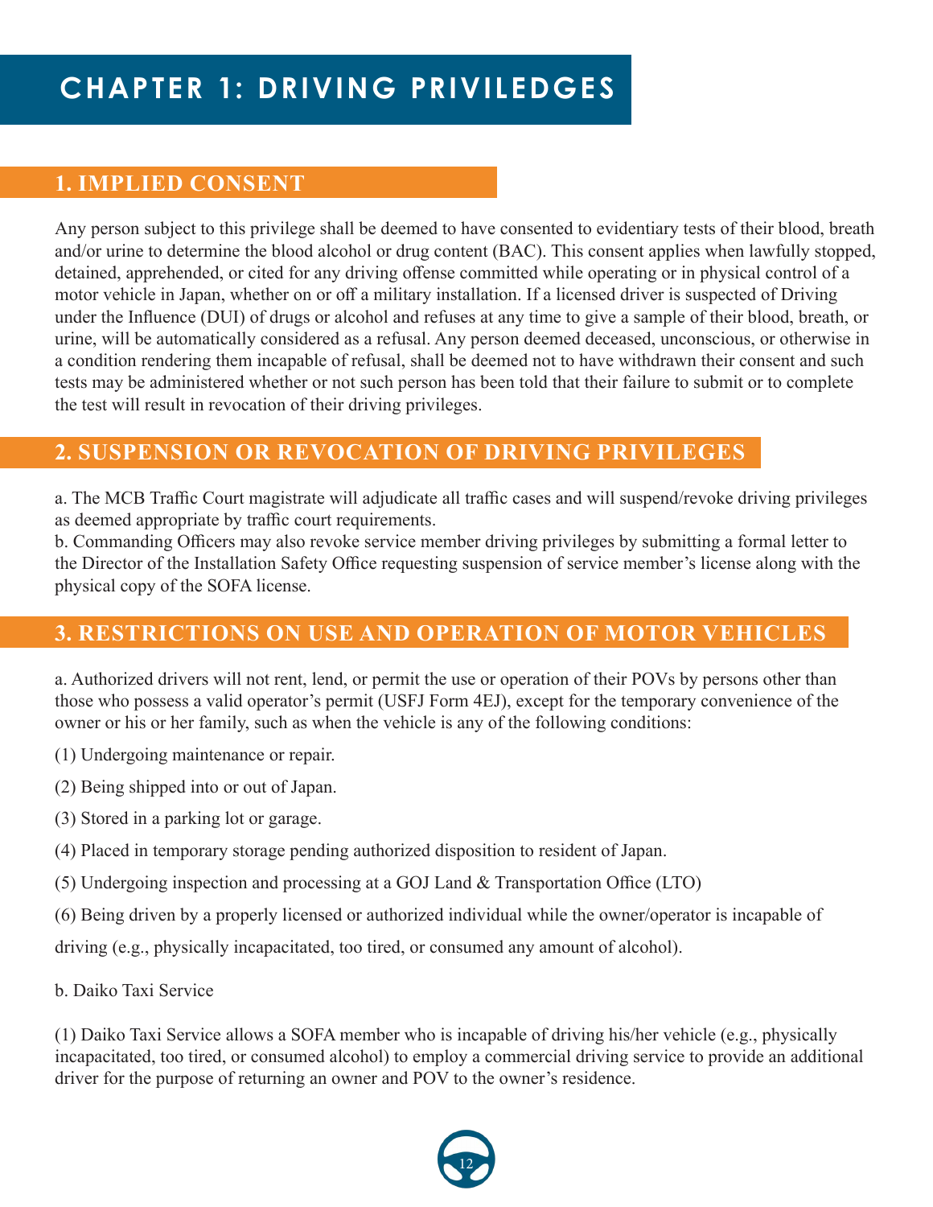# CHAPTER 1: DRIVING PRIVILEDGES

## 1. IMPLIED CONSENT

Any person subject to this privilege shall be deemed to have consented to evidentiary tests of their blood, breath and/or urine to determine the blood alcohol or drug content (BAC). This consent applies when lawfully stopped, detained, apprehended, or cited for any driving offense committed while operating or in physical control of a motor vehicle in Japan, whether on or off a military installation. If a licensed driver is suspected of Driving under the Influence (DUI) of drugs or alcohol and refuses at any time to give a sample of their blood, breath, or urine, will be automatically considered as a refusal. Any person deemed deceased, unconscious, or otherwise in a condition rendering them incapable of refusal, shall be deemed not to have withdrawn their consent and such tests may be administered whether or not such person has been told that their failure to submit or to complete the test will result in revocation of their driving privileges.

## 2. SUSPENSION OR REVOCATION OF DRIVING PRIVILEGES

a. The MCB Traffic Court magistrate will adjudicate all traffic cases and will suspend/revoke driving privileges as deemed appropriate by traffic court requirements.
b. Commanding Officers may also revoke service member driving privileges by submitting a formal letter to the Director of the Installation Safety Office requesting suspension of service member's license along with the physical copy of the SOFA license.

## 3. RESTRICTIONS ON USE AND OPERATION OF MOTOR VEHICLES

a. Authorized drivers will not rent, lend, or permit the use or operation of their POVs by persons other than those who possess a valid operator's permit (USFJ Form 4EJ), except for the temporary convenience of the owner or his or her family, such as when the vehicle is any of the following conditions:

(1) Undergoing maintenance or repair.

(2) Being shipped into or out of Japan.

(3) Stored in a parking lot or garage.

(4) Placed in temporary storage pending authorized disposition to resident of Japan.

(5) Undergoing inspection and processing at a GOJ Land & Transportation Office (LTO)

(6) Being driven by a properly licensed or authorized individual while the owner/operator is incapable of driving (e.g., physically incapacitated, too tired, or consumed any amount of alcohol).

b. Daiko Taxi Service

(1) Daiko Taxi Service allows a SOFA member who is incapable of driving his/her vehicle (e.g., physically incapacitated, too tired, or consumed alcohol) to employ a commercial driving service to provide an additional driver for the purpose of returning an owner and POV to the owner's residence.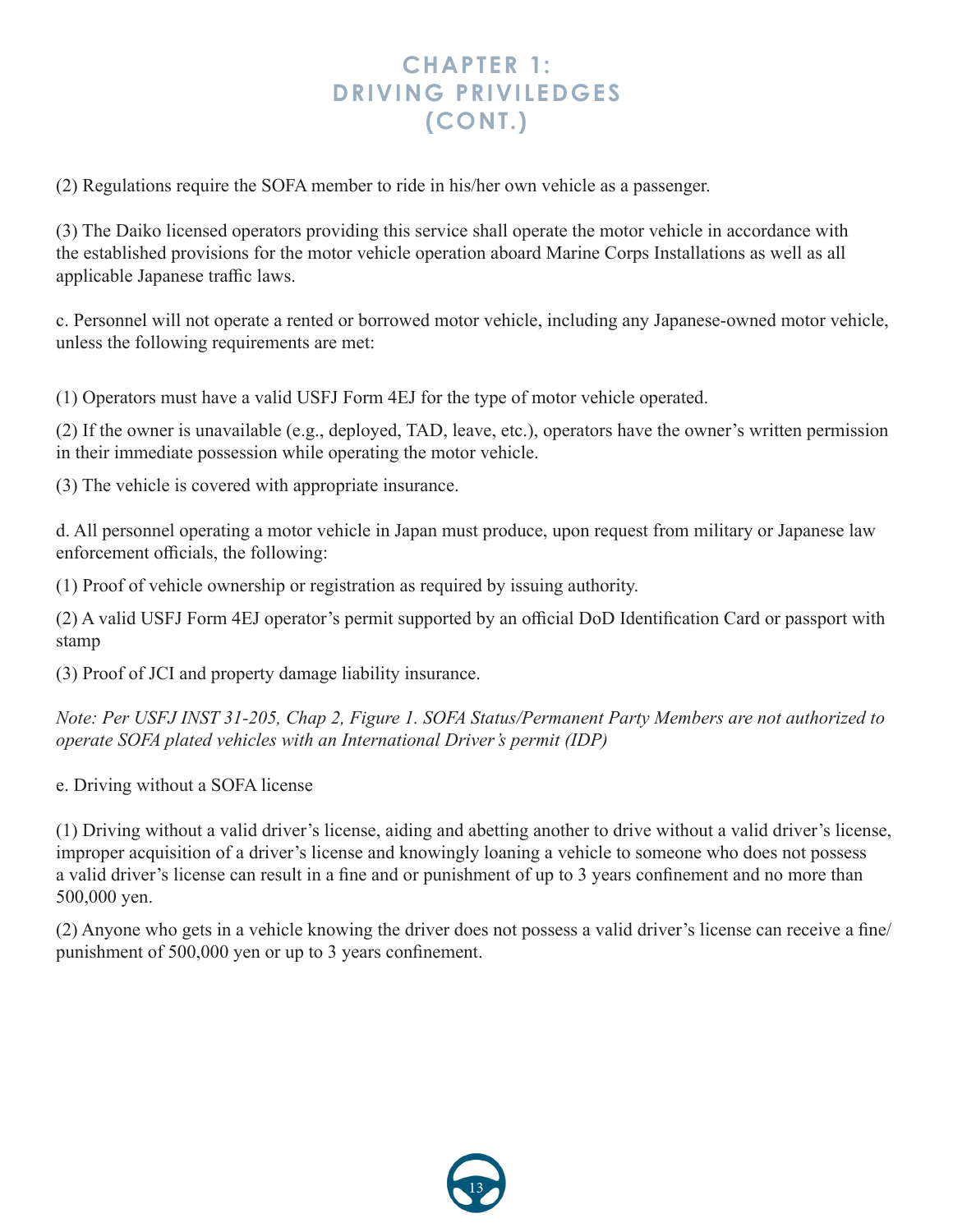# CHAPTER 1: DRIVING PRIVILEDGES (CONT.)

(2) Regulations require the SOFA member to ride in his/her own vehicle as a passenger.

(3) The Daiko licensed operators providing this service shall operate the motor vehicle in accordance with the established provisions for the motor vehicle operation aboard Marine Corps Installations as well as all applicable Japanese traffic laws.

c. Personnel will not operate a rented or borrowed motor vehicle, including any Japanese-owned motor vehicle, unless the following requirements are met:

(1) Operators must have a valid USFJ Form 4EJ for the type of motor vehicle operated.

(2) If the owner is unavailable (e.g., deployed, TAD, leave, etc.), operators have the owner's written permission in their immediate possession while operating the motor vehicle.

(3) The vehicle is covered with appropriate insurance.

d. All personnel operating a motor vehicle in Japan must produce, upon request from military or Japanese law enforcement officials, the following:

(1) Proof of vehicle ownership or registration as required by issuing authority.

(2) A valid USFJ Form 4EJ operator's permit supported by an official DoD Identification Card or passport with stamp

(3) Proof of JCI and property damage liability insurance.

*Note: Per USFJ INST 31-205, Chap 2, Figure 1. SOFA Status/Permanent Party Members are not authorized to operate SOFA plated vehicles with an International Driver's permit (IDP)*

e. Driving without a SOFA license

(1) Driving without a valid driver's license, aiding and abetting another to drive without a valid driver's license, improper acquisition of a driver's license and knowingly loaning a vehicle to someone who does not possess a valid driver's license can result in a fine and or punishment of up to 3 years confinement and no more than 500,000 yen.

(2) Anyone who gets in a vehicle knowing the driver does not possess a valid driver's license can receive a fine/ punishment of 500,000 yen or up to 3 years confinement.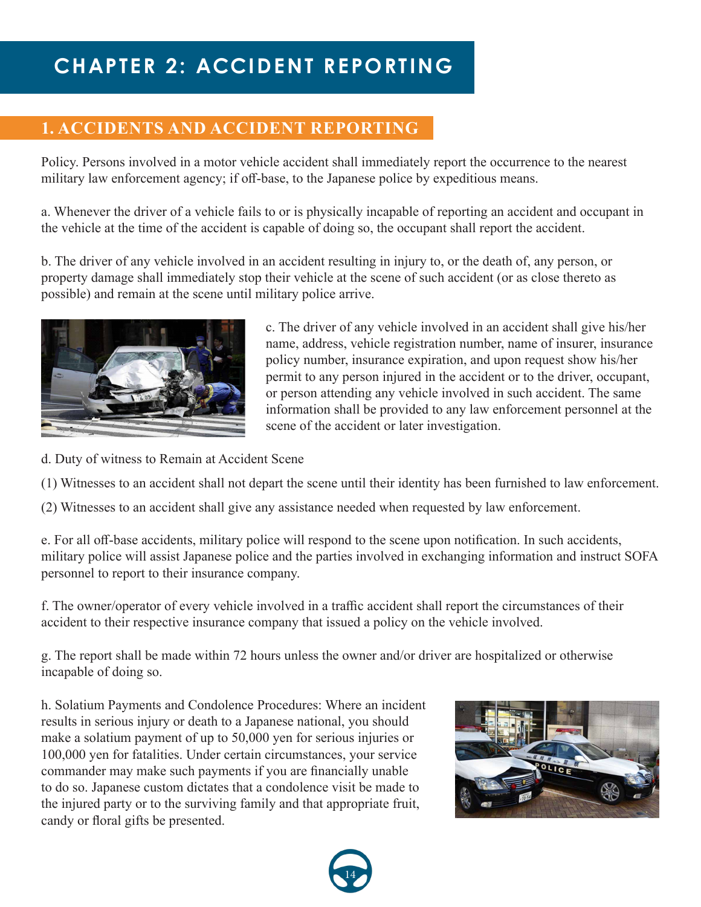# CHAPTER 2: ACCIDENT REPORTING

## 1. ACCIDENTS AND ACCIDENT REPORTING

Policy. Persons involved in a motor vehicle accident shall immediately report the occurrence to the nearest military law enforcement agency; if off-base, to the Japanese police by expeditious means.

a. Whenever the driver of a vehicle fails to or is physically incapable of reporting an accident and occupant in the vehicle at the time of the accident is capable of doing so, the occupant shall report the accident.

b. The driver of any vehicle involved in an accident resulting in injury to, or the death of, any person, or property damage shall immediately stop their vehicle at the scene of such accident (or as close thereto as possible) and remain at the scene until military police arrive.

c. The driver of any vehicle involved in an accident shall give his/her name, address, vehicle registration number, name of insurer, insurance policy number, insurance expiration, and upon request show his/her permit to any person injured in the accident or to the driver, occupant, or person attending any vehicle involved in such accident. The same information shall be provided to any law enforcement personnel at the scene of the accident or later investigation.

d. Duty of witness to Remain at Accident Scene

(1) Witnesses to an accident shall not depart the scene until their identity has been furnished to law enforcement.

(2) Witnesses to an accident shall give any assistance needed when requested by law enforcement.

e. For all off-base accidents, military police will respond to the scene upon notification. In such accidents, military police will assist Japanese police and the parties involved in exchanging information and instruct SOFA personnel to report to their insurance company.

f. The owner/operator of every vehicle involved in a traffic accident shall report the circumstances of their accident to their respective insurance company that issued a policy on the vehicle involved.

g. The report shall be made within 72 hours unless the owner and/or driver are hospitalized or otherwise incapable of doing so.

h. Solatium Payments and Condolence Procedures: Where an incident results in serious injury or death to a Japanese national, you should make a solatium payment of up to 50,000 yen for serious injuries or 100,000 yen for fatalities. Under certain circumstances, your service commander may make such payments if you are financially unable to do so. Japanese custom dictates that a condolence visit be made to the injured party or to the surviving family and that appropriate fruit, candy or floral gifts be presented.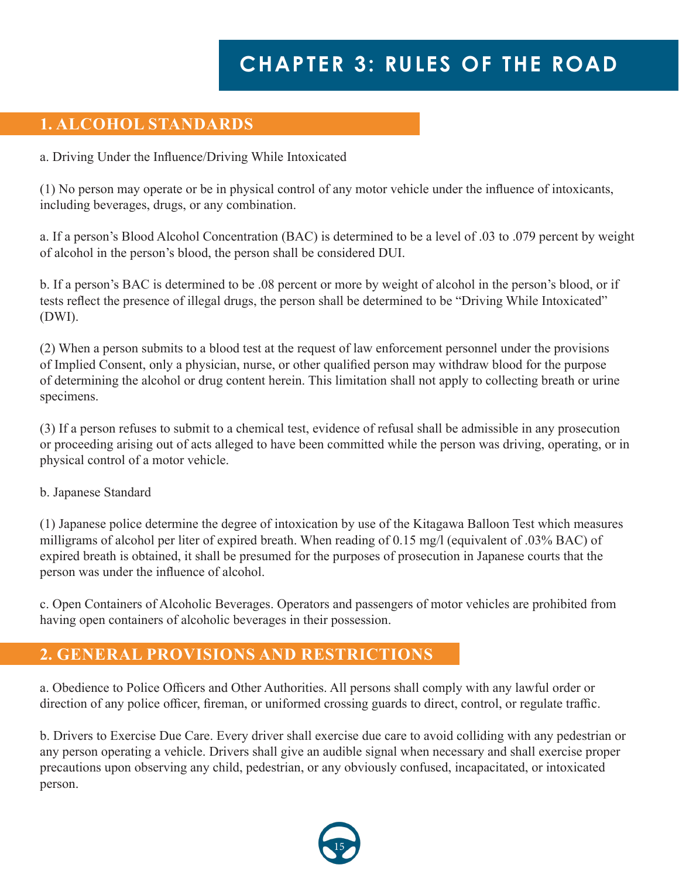# CHAPTER 3: RULES OF THE ROAD

## 1. ALCOHOL STANDARDS

a. Driving Under the Influence/Driving While Intoxicated

(1) No person may operate or be in physical control of any motor vehicle under the influence of intoxicants, including beverages, drugs, or any combination.

a. If a person's Blood Alcohol Concentration (BAC) is determined to be a level of .03 to .079 percent by weight of alcohol in the person's blood, the person shall be considered DUI.

b. If a person's BAC is determined to be .08 percent or more by weight of alcohol in the person's blood, or if tests reflect the presence of illegal drugs, the person shall be determined to be "Driving While Intoxicated" (DWI).

(2) When a person submits to a blood test at the request of law enforcement personnel under the provisions of Implied Consent, only a physician, nurse, or other qualified person may withdraw blood for the purpose of determining the alcohol or drug content herein. This limitation shall not apply to collecting breath or urine specimens.

(3) If a person refuses to submit to a chemical test, evidence of refusal shall be admissible in any prosecution or proceeding arising out of acts alleged to have been committed while the person was driving, operating, or in physical control of a motor vehicle.

b. Japanese Standard

(1) Japanese police determine the degree of intoxication by use of the Kitagawa Balloon Test which measures milligrams of alcohol per liter of expired breath. When reading of 0.15 mg/l (equivalent of .03% BAC) of expired breath is obtained, it shall be presumed for the purposes of prosecution in Japanese courts that the person was under the influence of alcohol.

c. Open Containers of Alcoholic Beverages. Operators and passengers of motor vehicles are prohibited from having open containers of alcoholic beverages in their possession.

## 2. GENERAL PROVISIONS AND RESTRICTIONS

a. Obedience to Police Officers and Other Authorities. All persons shall comply with any lawful order or direction of any police officer, fireman, or uniformed crossing guards to direct, control, or regulate traffic.

b. Drivers to Exercise Due Care. Every driver shall exercise due care to avoid colliding with any pedestrian or any person operating a vehicle. Drivers shall give an audible signal when necessary and shall exercise proper precautions upon observing any child, pedestrian, or any obviously confused, incapacitated, or intoxicated person.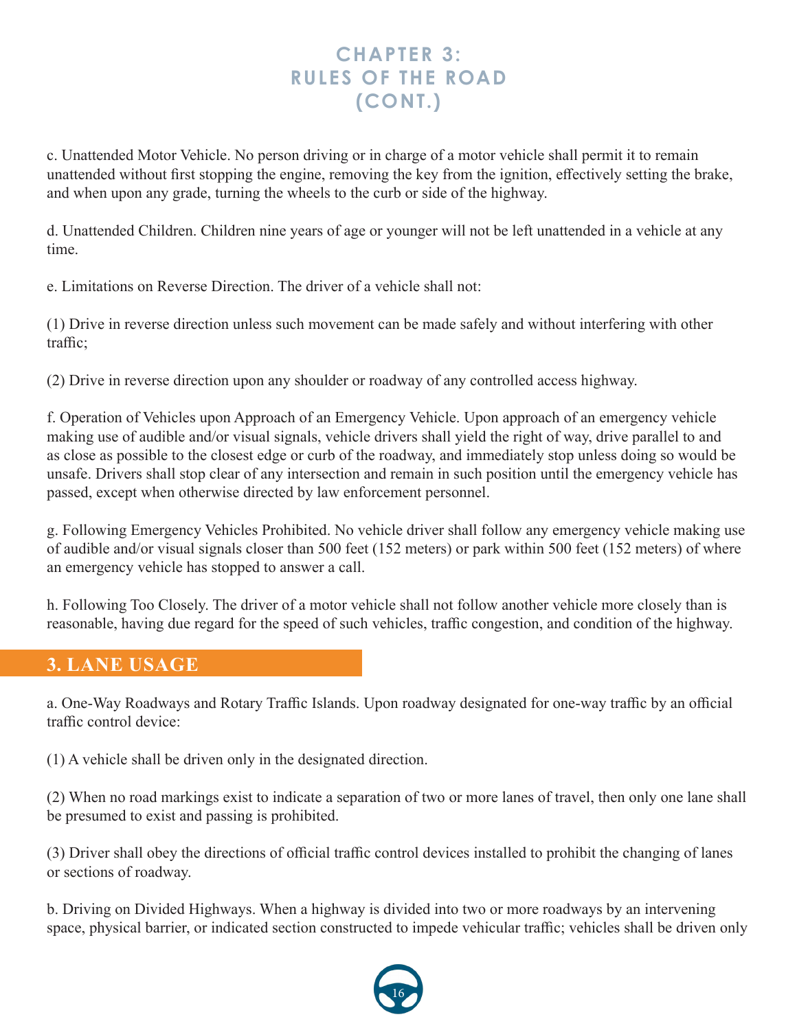# CHAPTER 3: RULES OF THE ROAD (CONT.)

c. Unattended Motor Vehicle. No person driving or in charge of a motor vehicle shall permit it to remain unattended without first stopping the engine, removing the key from the ignition, effectively setting the brake, and when upon any grade, turning the wheels to the curb or side of the highway.

d. Unattended Children. Children nine years of age or younger will not be left unattended in a vehicle at any time.

e. Limitations on Reverse Direction. The driver of a vehicle shall not:

(1) Drive in reverse direction unless such movement can be made safely and without interfering with other traffic;

(2) Drive in reverse direction upon any shoulder or roadway of any controlled access highway.

f. Operation of Vehicles upon Approach of an Emergency Vehicle. Upon approach of an emergency vehicle making use of audible and/or visual signals, vehicle drivers shall yield the right of way, drive parallel to and as close as possible to the closest edge or curb of the roadway, and immediately stop unless doing so would be unsafe. Drivers shall stop clear of any intersection and remain in such position until the emergency vehicle has passed, except when otherwise directed by law enforcement personnel.

g. Following Emergency Vehicles Prohibited. No vehicle driver shall follow any emergency vehicle making use of audible and/or visual signals closer than 500 feet (152 meters) or park within 500 feet (152 meters) of where an emergency vehicle has stopped to answer a call.

h. Following Too Closely. The driver of a motor vehicle shall not follow another vehicle more closely than is reasonable, having due regard for the speed of such vehicles, traffic congestion, and condition of the highway.

## 3. LANE USAGE

a. One-Way Roadways and Rotary Traffic Islands. Upon roadway designated for one-way traffic by an official traffic control device:

(1) A vehicle shall be driven only in the designated direction.

(2) When no road markings exist to indicate a separation of two or more lanes of travel, then only one lane shall be presumed to exist and passing is prohibited.

(3) Driver shall obey the directions of official traffic control devices installed to prohibit the changing of lanes or sections of roadway.

b. Driving on Divided Highways. When a highway is divided into two or more roadways by an intervening space, physical barrier, or indicated section constructed to impede vehicular traffic; vehicles shall be driven only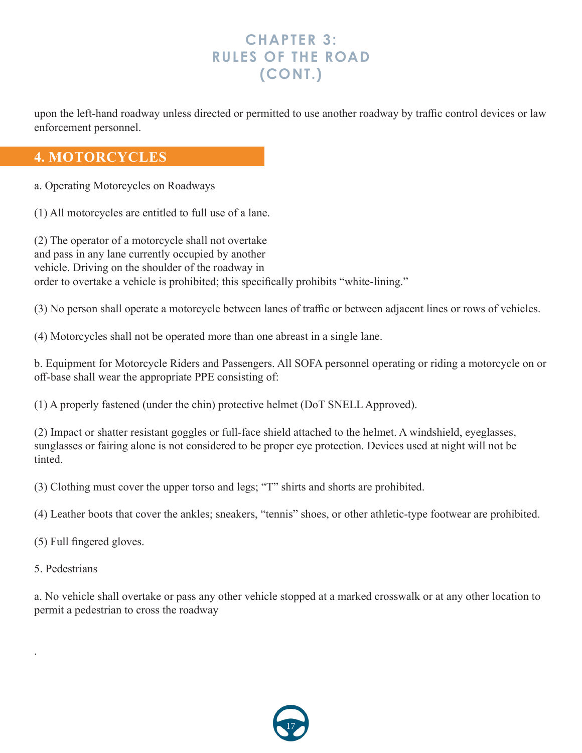# CHAPTER 3: RULES OF THE ROAD (CONT.)

upon the left-hand roadway unless directed or permitted to use another roadway by traffic control devices or law enforcement personnel.

## 4. MOTORCYCLES

a. Operating Motorcycles on Roadways

(1) All motorcycles are entitled to full use of a lane.

(2) The operator of a motorcycle shall not overtake and pass in any lane currently occupied by another vehicle. Driving on the shoulder of the roadway in order to overtake a vehicle is prohibited; this specifically prohibits "white-lining."

(3) No person shall operate a motorcycle between lanes of traffic or between adjacent lines or rows of vehicles.

(4) Motorcycles shall not be operated more than one abreast in a single lane.

b. Equipment for Motorcycle Riders and Passengers. All SOFA personnel operating or riding a motorcycle on or off-base shall wear the appropriate PPE consisting of:

(1) A properly fastened (under the chin) protective helmet (DoT SNELL Approved).

(2) Impact or shatter resistant goggles or full-face shield attached to the helmet. A windshield, eyeglasses, sunglasses or fairing alone is not considered to be proper eye protection. Devices used at night will not be tinted.

(3) Clothing must cover the upper torso and legs; "T" shirts and shorts are prohibited.

(4) Leather boots that cover the ankles; sneakers, "tennis" shoes, or other athletic-type footwear are prohibited.

(5) Full fingered gloves.

5. Pedestrians

a. No vehicle shall overtake or pass any other vehicle stopped at a marked crosswalk or at any other location to permit a pedestrian to cross the roadway

.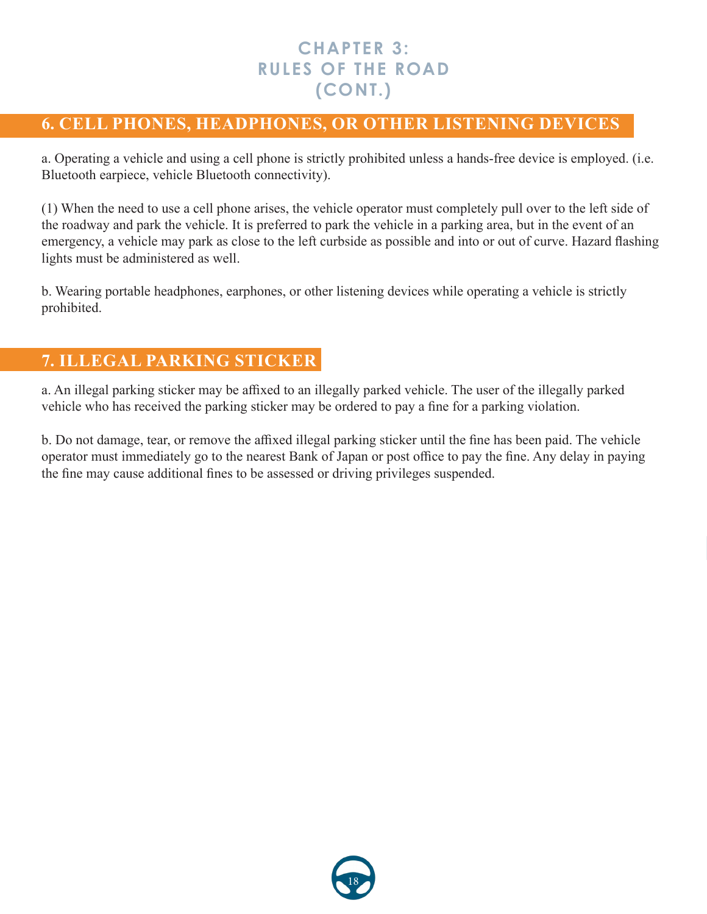# CHAPTER 3: RULES OF THE ROAD (CONT.)

## 6. CELL PHONES, HEADPHONES, OR OTHER LISTENING DEVICES

a. Operating a vehicle and using a cell phone is strictly prohibited unless a hands-free device is employed. (i.e. Bluetooth earpiece, vehicle Bluetooth connectivity).

(1) When the need to use a cell phone arises, the vehicle operator must completely pull over to the left side of the roadway and park the vehicle. It is preferred to park the vehicle in a parking area, but in the event of an emergency, a vehicle may park as close to the left curbside as possible and into or out of curve. Hazard flashing lights must be administered as well.

b. Wearing portable headphones, earphones, or other listening devices while operating a vehicle is strictly prohibited.

## 7. ILLEGAL PARKING STICKER

a. An illegal parking sticker may be affixed to an illegally parked vehicle. The user of the illegally parked vehicle who has received the parking sticker may be ordered to pay a fine for a parking violation.

b. Do not damage, tear, or remove the affixed illegal parking sticker until the fine has been paid. The vehicle operator must immediately go to the nearest Bank of Japan or post office to pay the fine. Any delay in paying the fine may cause additional fines to be assessed or driving privileges suspended.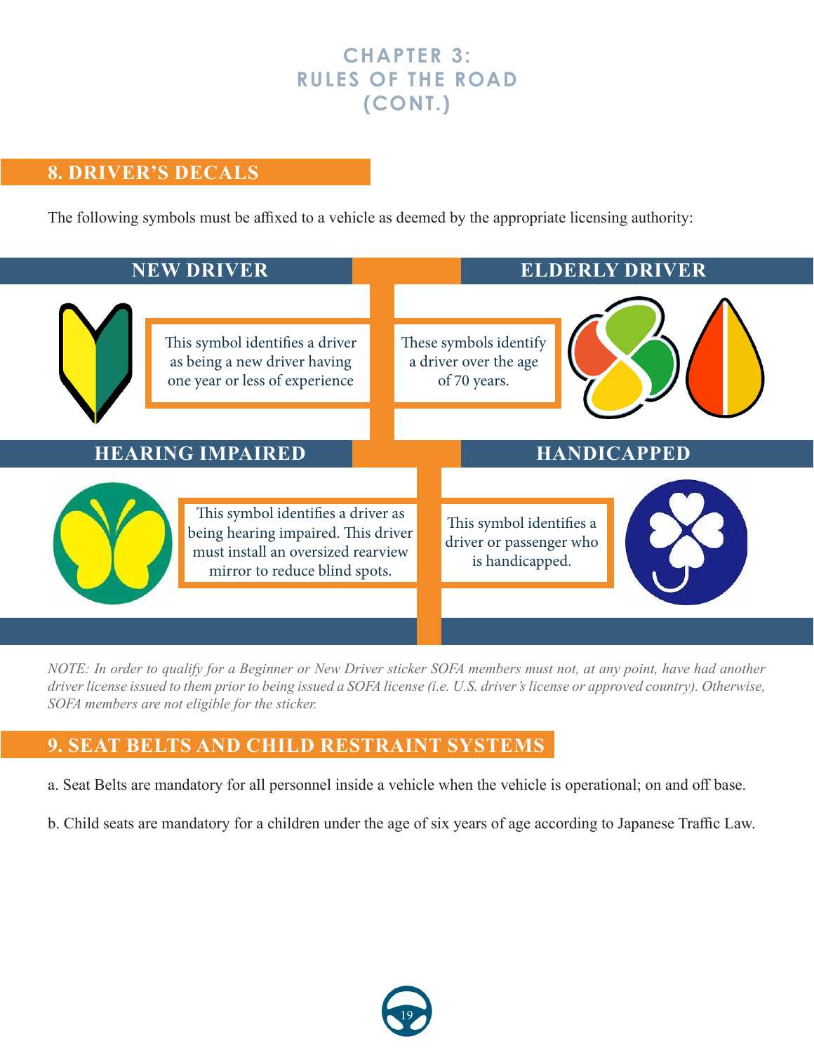# CHAPTER 3: RULES OF THE ROAD (CONT.)

## 8. DRIVER'S DECALS

The following symbols must be affixed to a vehicle as deemed by the appropriate licensing authority:

### NEW DRIVER

This symbol identifies a driver as being a new driver having one year or less of experience

### ELDERLY DRIVER

These symbols identify a driver over the age of 70 years.

### HEARING IMPAIRED

This symbol identifies a driver as being hearing impaired. This driver must install an oversized rearview mirror to reduce blind spots.

### HANDICAPPED

This symbol identifies a driver or passenger who is handicapped.

*NOTE: In order to qualify for a Beginner or New Driver sticker SOFA members must not, at any point, have had another driver license issued to them prior to being issued a SOFA license (i.e. U.S. driver's license or approved country). Otherwise, SOFA members are not eligible for the sticker.*

## 9. SEAT BELTS AND CHILD RESTRAINT SYSTEMS

a. Seat Belts are mandatory for all personnel inside a vehicle when the vehicle is operational; on and off base.

b. Child seats are mandatory for a children under the age of six years of age according to Japanese Traffic Law.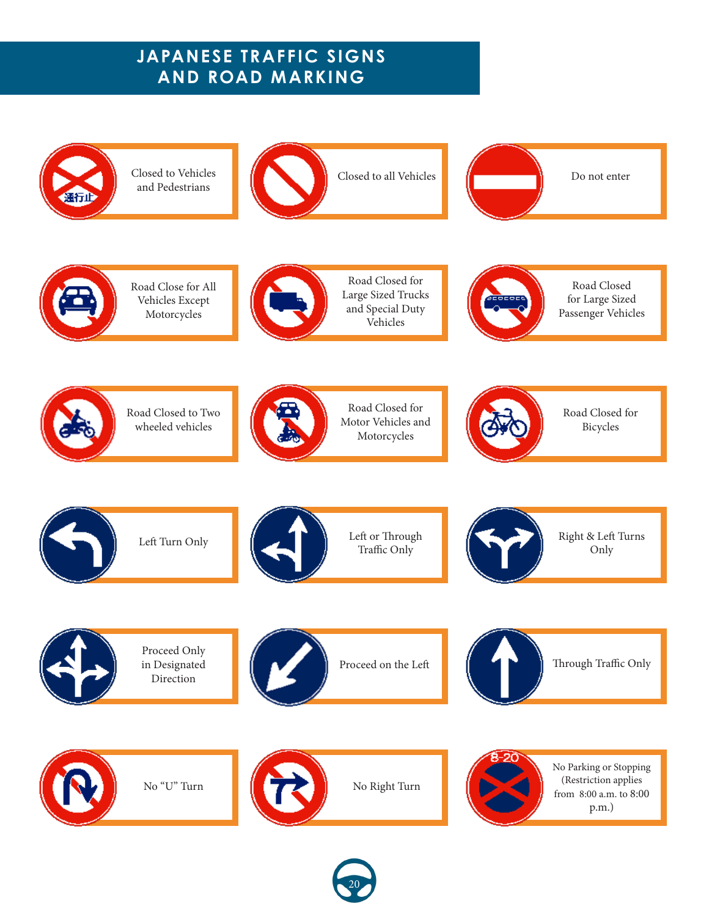# JAPANESE TRAFFIC SIGNS AND ROAD MARKING

通行止

Closed to Vehicles and Pedestrians

Closed to all Vehicles

Do not enter

Road Close for All Vehicles Except Motorcycles

Road Closed for Large Sized Trucks and Special Duty Vehicles

Road Closed for Large Sized Passenger Vehicles

Road Closed to Two wheeled vehicles

Road Closed for Motor Vehicles and Motorcycles

Road Closed for Bicycles

Left Turn Only

Left or Through Traffic Only

Right & Left Turns Only

Proceed Only in Designated Direction

Proceed on the Left

Through Traffic Only

No "U" Turn

No Right Turn

8-20

No Parking or Stopping (Restriction applies from 8:00 a.m. to 8:00 p.m.)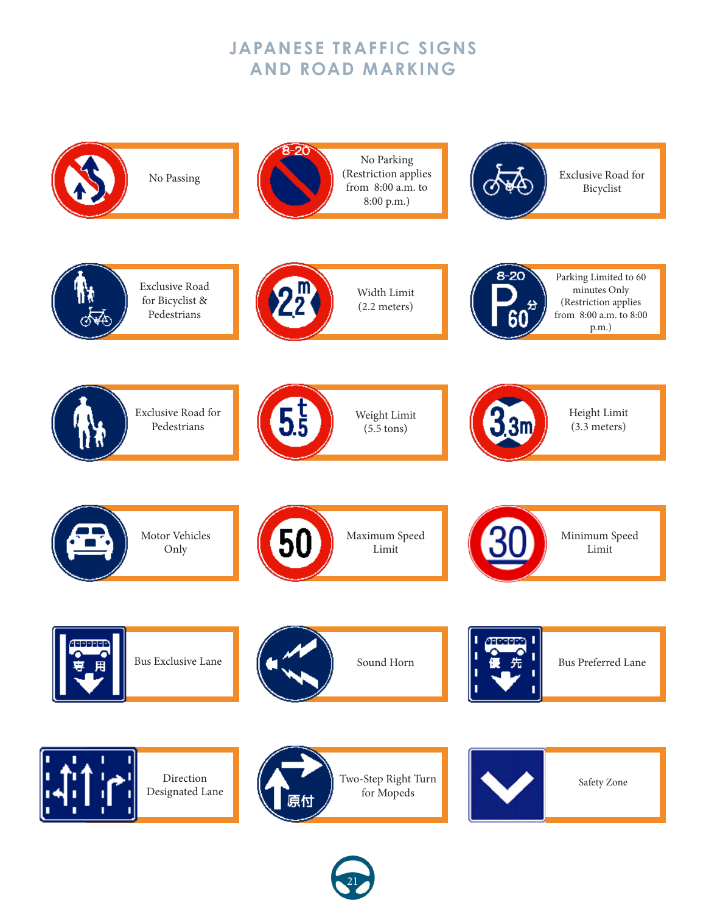# JAPANESE TRAFFIC SIGNS AND ROAD MARKING

No Passing

No Parking (Restriction applies from 8:00 a.m. to 8:00 p.m.)

Exclusive Road for Bicyclist

Exclusive Road for Bicyclist & Pedestrians

Width Limit (2.2 meters)

Parking Limited to 60 minutes Only (Restriction applies from 8:00 a.m. to 8:00 p.m.)

Exclusive Road for Pedestrians

Weight Limit (5.5 tons)

Height Limit (3.3 meters)

Motor Vehicles Only

Maximum Speed Limit

Minimum Speed Limit

Bus Exclusive Lane

Sound Horn

Bus Preferred Lane

Direction Designated Lane

Two-Step Right Turn for Mopeds

Safety Zone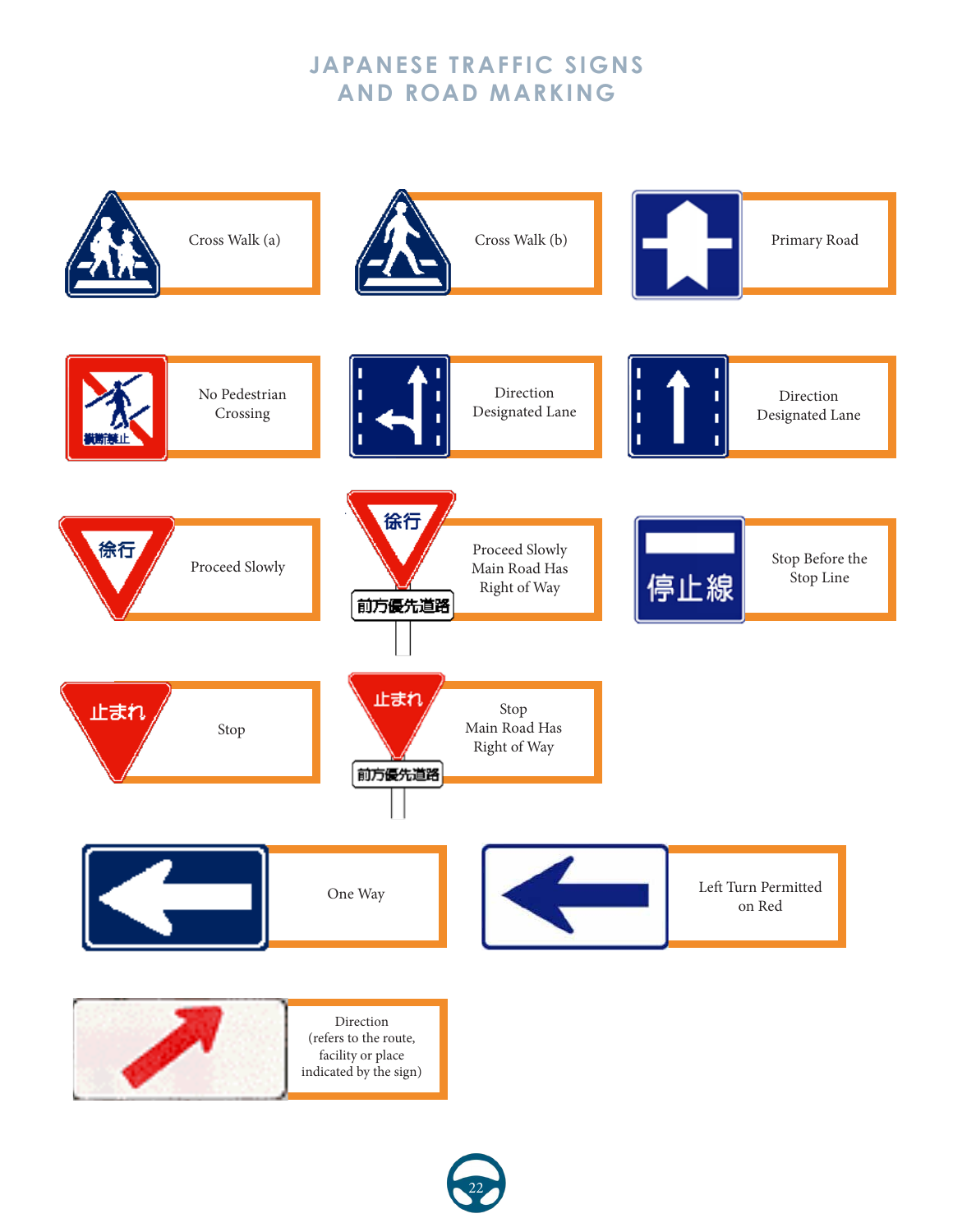# JAPANESE TRAFFIC SIGNS AND ROAD MARKING

Cross Walk (a)

Cross Walk (b)

Primary Road

No Pedestrian Crossing

Direction Designated Lane

Direction Designated Lane

Proceed Slowly

Proceed Slowly Main Road Has Right of Way

Stop Before the Stop Line

Stop

Stop Main Road Has Right of Way

One Way

Left Turn Permitted on Red

Direction (refers to the route, facility or place indicated by the sign)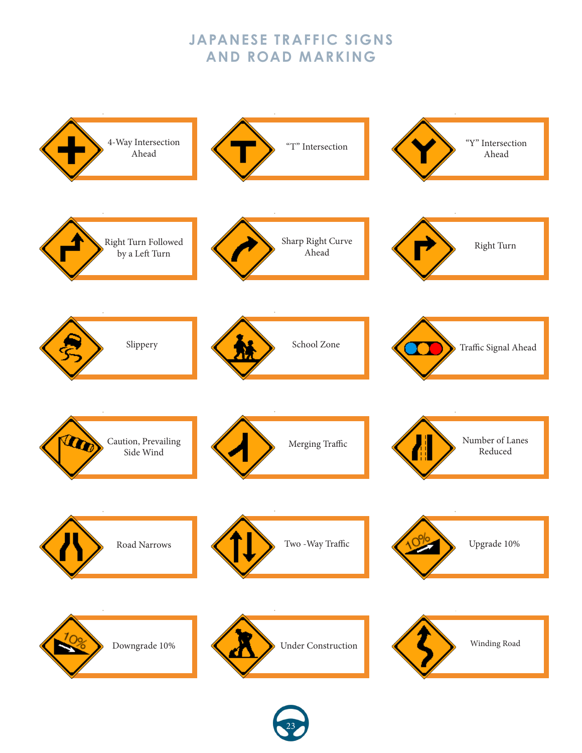# JAPANESE TRAFFIC SIGNS AND ROAD MARKING

4-Way Intersection Ahead

“T” Intersection

“Y” Intersection Ahead

Right Turn Followed by a Left Turn

Sharp Right Curve Ahead

Right Turn

Slippery

School Zone

Traffic Signal Ahead

Caution, Prevailing Side Wind

Merging Traffic

Number of Lanes Reduced

Road Narrows

Two -Way Traffic

Upgrade 10%

Downgrade 10%

Under Construction

Winding Road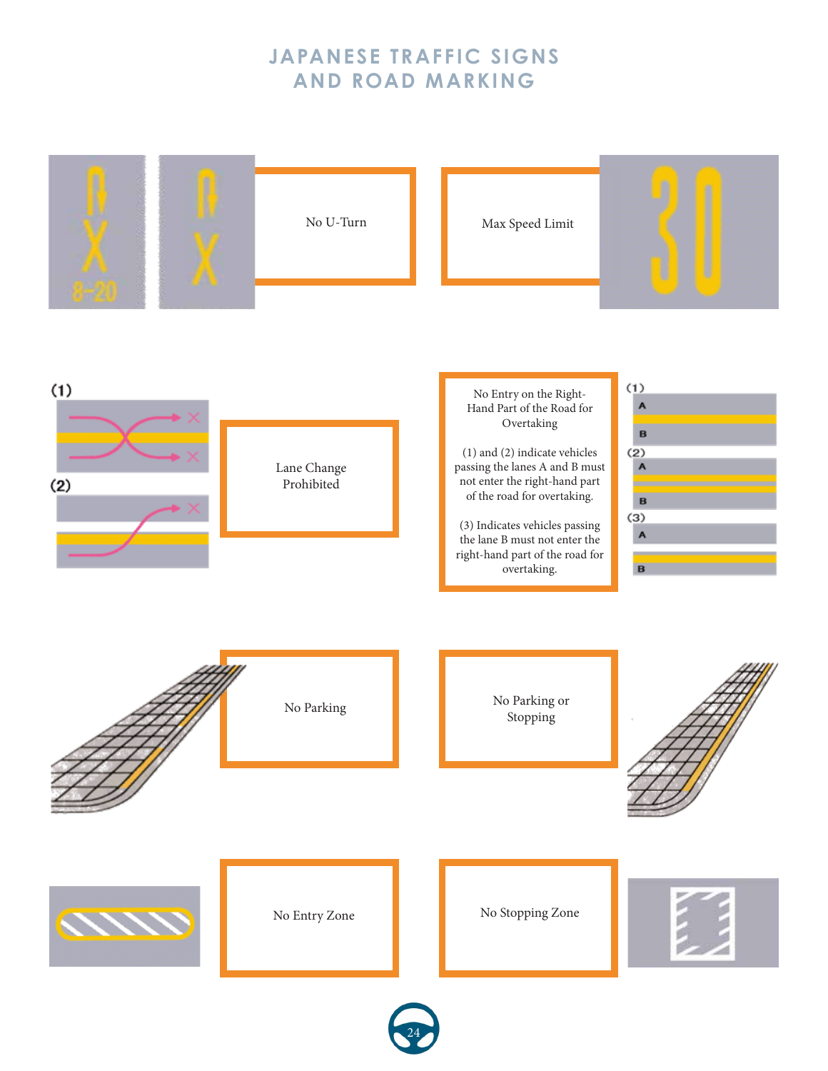# JAPANESE TRAFFIC SIGNS AND ROAD MARKING

No U-Turn

Max Speed Limit

Lane Change Prohibited

No Entry on the Right-Hand Part of the Road for Overtaking

(1) and (2) indicate vehicles passing the lanes A and B must not enter the right-hand part of the road for overtaking.

(3) Indicates vehicles passing the lane B must not enter the right-hand part of the road for overtaking.

No Parking

No Parking or Stopping

No Entry Zone

No Stopping Zone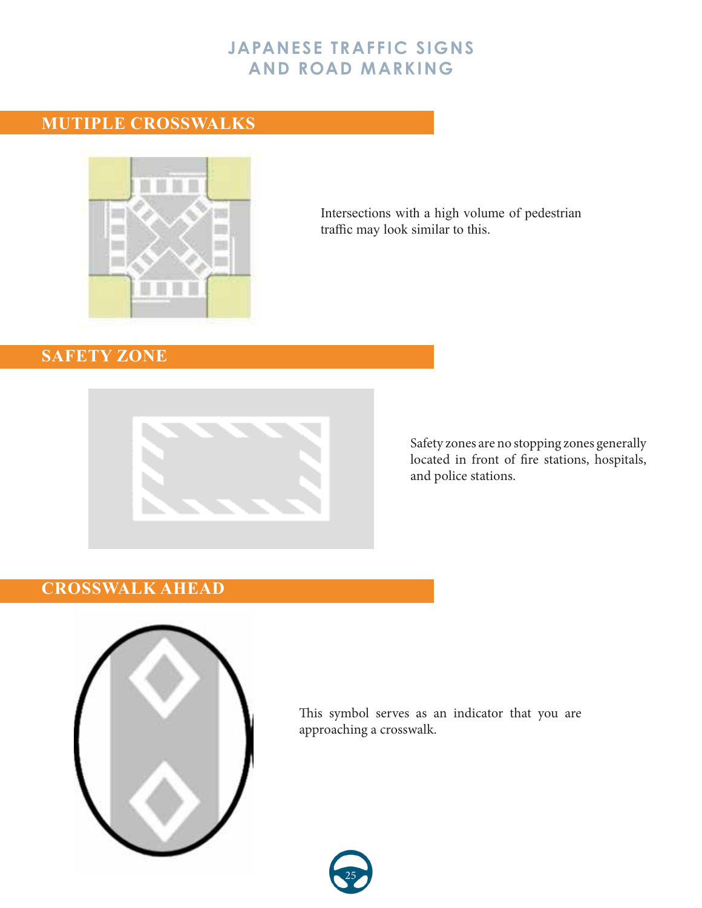# JAPANESE TRAFFIC SIGNS AND ROAD MARKING

## MUTIPLE CROSSWALKS

Intersections with a high volume of pedestrian traffic may look similar to this.

## SAFETY ZONE

Safety zones are no stopping zones generally located in front of fire stations, hospitals, and police stations.

## CROSSWALK AHEAD

This symbol serves as an indicator that you are approaching a crosswalk.